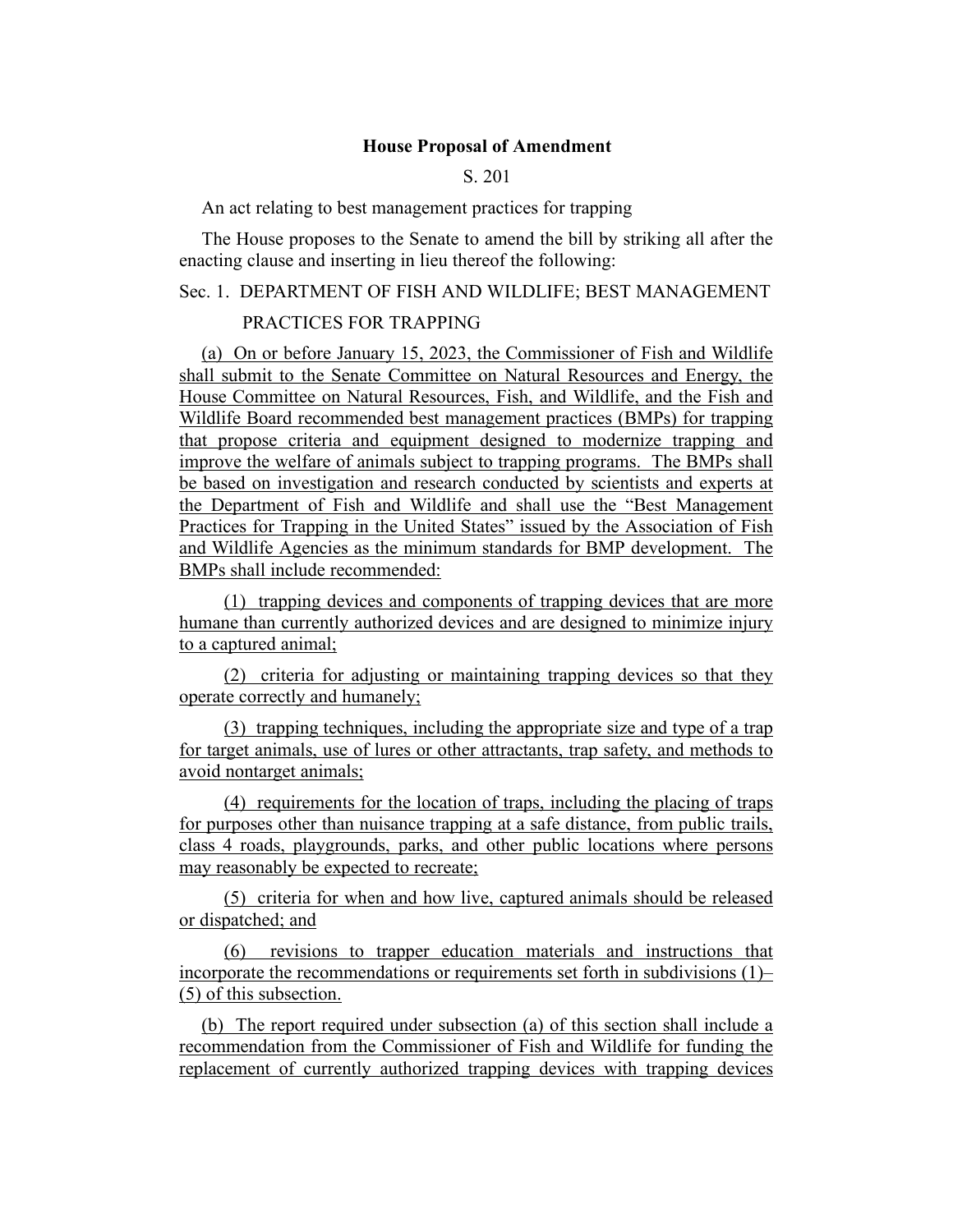**House Proposal of Amendment**

S. 201

An act relating to best management practices for trapping

The House proposes to the Senate to amend the bill by striking all after the enacting clause and inserting in lieu thereof the following:

Sec. 1. DEPARTMENT OF FISH AND WILDLIFE; BEST MANAGEMENT PRACTICES FOR TRAPPING

(a) On or before January 15, 2023, the Commissioner of Fish and Wildlife shall submit to the Senate Committee on Natural Resources and Energy, the House Committee on Natural Resources, Fish, and Wildlife, and the Fish and Wildlife Board recommended best management practices (BMPs) for trapping that propose criteria and equipment designed to modernize trapping and improve the welfare of animals subject to trapping programs. The BMPs shall be based on investigation and research conducted by scientists and experts at the Department of Fish and Wildlife and shall use the "Best Management Practices for Trapping in the United States" issued by the Association of Fish and Wildlife Agencies as the minimum standards for BMP development. The BMPs shall include recommended:

(1) trapping devices and components of trapping devices that are more humane than currently authorized devices and are designed to minimize injury to a captured animal;

(2) criteria for adjusting or maintaining trapping devices so that they operate correctly and humanely;

(3) trapping techniques, including the appropriate size and type of a trap for target animals, use of lures or other attractants, trap safety, and methods to avoid nontarget animals;

(4) requirements for the location of traps, including the placing of traps for purposes other than nuisance trapping at a safe distance, from public trails, class 4 roads, playgrounds, parks, and other public locations where persons may reasonably be expected to recreate;

(5) criteria for when and how live, captured animals should be released or dispatched; and

(6) revisions to trapper education materials and instructions that incorporate the recommendations or requirements set forth in subdivisions (1)–(5) of this subsection.

(b) The report required under subsection (a) of this section shall include a recommendation from the Commissioner of Fish and Wildlife for funding the replacement of currently authorized trapping devices with trapping devices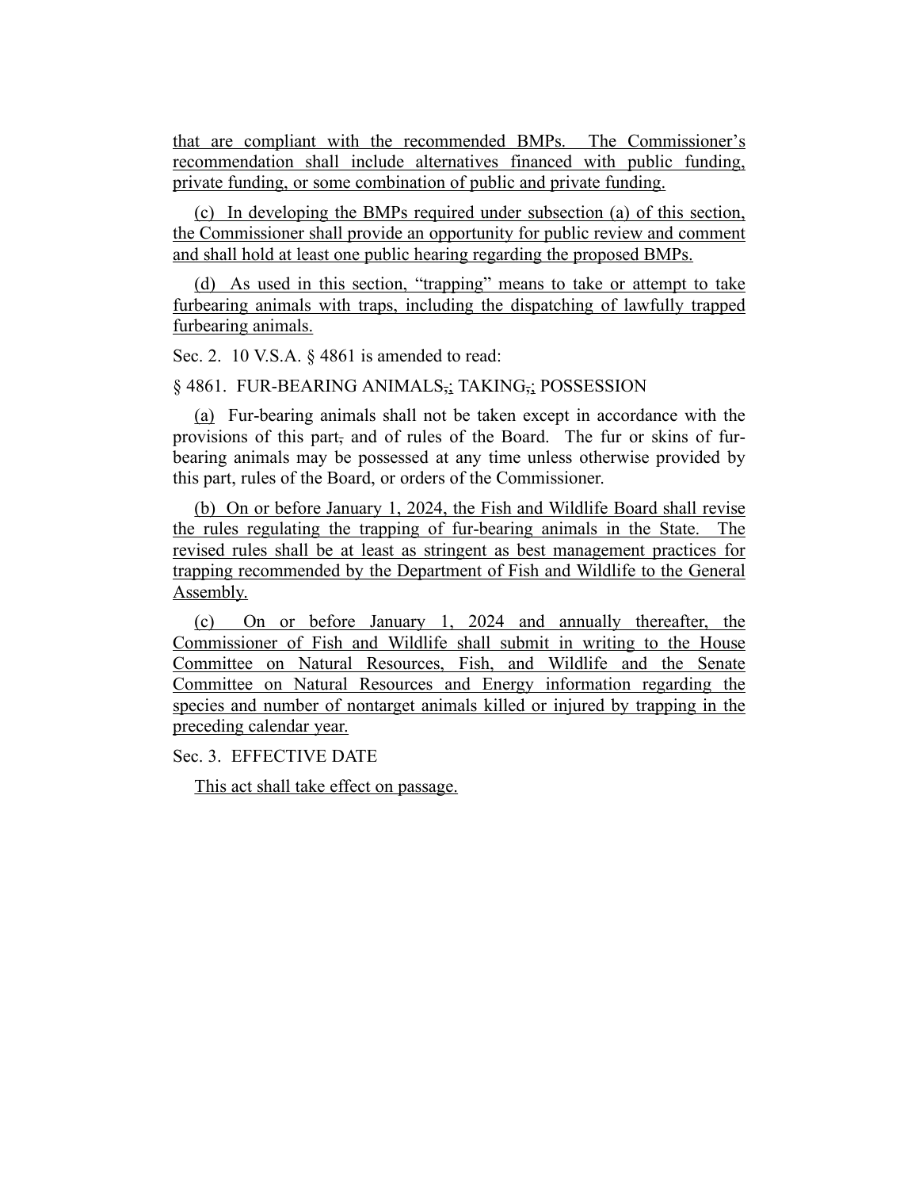that are compliant with the recommended BMPs. The Commissioner's recommendation shall include alternatives financed with public funding, private funding, or some combination of public and private funding.

(c) In developing the BMPs required under subsection (a) of this section, the Commissioner shall provide an opportunity for public review and comment and shall hold at least one public hearing regarding the proposed BMPs.

(d) As used in this section, "trapping" means to take or attempt to take furbearing animals with traps, including the dispatching of lawfully trapped furbearing animals.

Sec. 2. 10 V.S.A. § 4861 is amended to read:

§ 4861. FUR-BEARING ANIMALS,; TAKING,; POSSESSION

(a) Fur-bearing animals shall not be taken except in accordance with the provisions of this part, and of rules of the Board. The fur or skins of fur-bearing animals may be possessed at any time unless otherwise provided by this part, rules of the Board, or orders of the Commissioner.

(b) On or before January 1, 2024, the Fish and Wildlife Board shall revise the rules regulating the trapping of fur-bearing animals in the State. The revised rules shall be at least as stringent as best management practices for trapping recommended by the Department of Fish and Wildlife to the General Assembly.

(c) On or before January 1, 2024 and annually thereafter, the Commissioner of Fish and Wildlife shall submit in writing to the House Committee on Natural Resources, Fish, and Wildlife and the Senate Committee on Natural Resources and Energy information regarding the species and number of nontarget animals killed or injured by trapping in the preceding calendar year.

Sec. 3. EFFECTIVE DATE

This act shall take effect on passage.